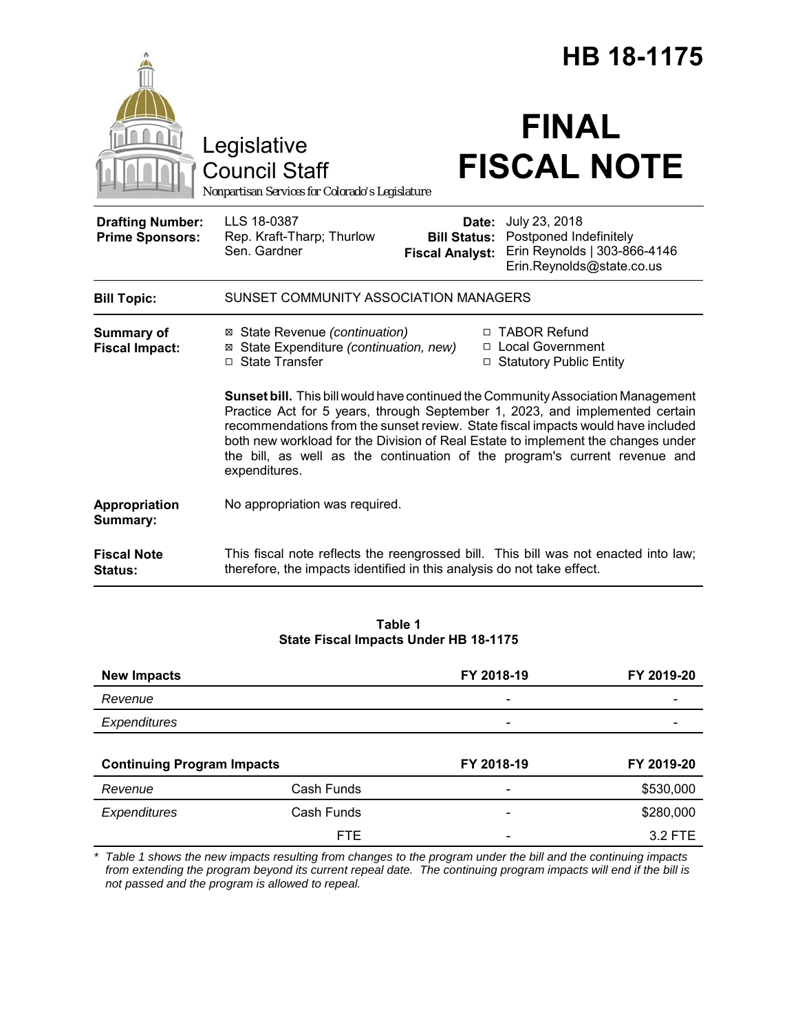# HB 18-1175

Legislative Council Staff
*Nonpartisan Services for Colorado's Legislature*

# FINAL FISCAL NOTE

| | | | |
|---|---|---|---|
| **Drafting Number:** | LLS 18-0387 | **Date:** | July 23, 2018 |
| **Prime Sponsors:** | Rep. Kraft-Tharp; Thurlow<br>Sen. Gardner | **Bill Status:** | Postponed Indefinitely |
| | | **Fiscal Analyst:** | Erin Reynolds \| 303-866-4146<br>Erin.Reynolds@state.co.us |

| | |
|---|---|
| **Bill Topic:** | SUNSET COMMUNITY ASSOCIATION MANAGERS |
| **Summary of Fiscal Impact:** | ☒ State Revenue *(continuation)*<br>☒ State Expenditure *(continuation, new)*<br>☐ State Transfer<br>☐ TABOR Refund<br>☐ Local Government<br>☐ Statutory Public Entity<br><br>**Sunset bill.** This bill would have continued the Community Association Management Practice Act for 5 years, through September 1, 2023, and implemented certain recommendations from the sunset review. State fiscal impacts would have included both new workload for the Division of Real Estate to implement the changes under the bill, as well as the continuation of the program's current revenue and expenditures. |
| **Appropriation Summary:** | No appropriation was required. |
| **Fiscal Note Status:** | This fiscal note reflects the reengrossed bill. This bill was not enacted into law; therefore, the impacts identified in this analysis do not take effect. |

**Table 1**
**State Fiscal Impacts Under HB 18-1175**

| **New Impacts** | | **FY 2018-19** | **FY 2019-20** |
|---|---|---|---|
| *Revenue* | | - | - |
| *Expenditures* | | - | - |
| **Continuing Program Impacts** | | **FY 2018-19** | **FY 2019-20** |
| *Revenue* | Cash Funds | - | $530,000 |
| *Expenditures* | Cash Funds | - | $280,000 |
| | FTE | - | 3.2 FTE |

*\* Table 1 shows the new impacts resulting from changes to the program under the bill and the continuing impacts from extending the program beyond its current repeal date. The continuing program impacts will end if the bill is not passed and the program is allowed to repeal.*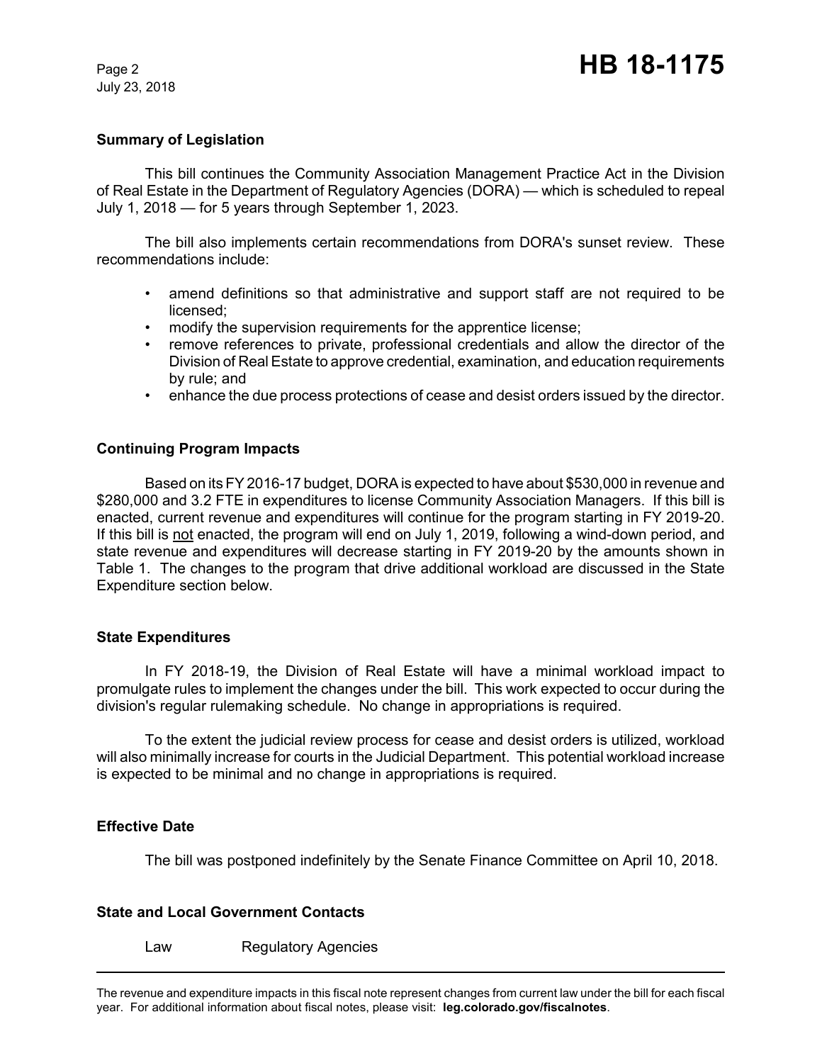## Summary of Legislation

This bill continues the Community Association Management Practice Act in the Division of Real Estate in the Department of Regulatory Agencies (DORA) — which is scheduled to repeal July 1, 2018 — for 5 years through September 1, 2023.

The bill also implements certain recommendations from DORA's sunset review. These recommendations include:

- amend definitions so that administrative and support staff are not required to be licensed;
- modify the supervision requirements for the apprentice license;
- remove references to private, professional credentials and allow the director of the Division of Real Estate to approve credential, examination, and education requirements by rule; and
- enhance the due process protections of cease and desist orders issued by the director.

## Continuing Program Impacts

Based on its FY 2016-17 budget, DORA is expected to have about $530,000 in revenue and $280,000 and 3.2 FTE in expenditures to license Community Association Managers. If this bill is enacted, current revenue and expenditures will continue for the program starting in FY 2019-20. If this bill is not enacted, the program will end on July 1, 2019, following a wind-down period, and state revenue and expenditures will decrease starting in FY 2019-20 by the amounts shown in Table 1. The changes to the program that drive additional workload are discussed in the State Expenditure section below.

## State Expenditures

In FY 2018-19, the Division of Real Estate will have a minimal workload impact to promulgate rules to implement the changes under the bill. This work expected to occur during the division's regular rulemaking schedule. No change in appropriations is required.

To the extent the judicial review process for cease and desist orders is utilized, workload will also minimally increase for courts in the Judicial Department. This potential workload increase is expected to be minimal and no change in appropriations is required.

## Effective Date

The bill was postponed indefinitely by the Senate Finance Committee on April 10, 2018.

## State and Local Government Contacts

Law Regulatory Agencies

The revenue and expenditure impacts in this fiscal note represent changes from current law under the bill for each fiscal year. For additional information about fiscal notes, please visit: **leg.colorado.gov/fiscalnotes**.